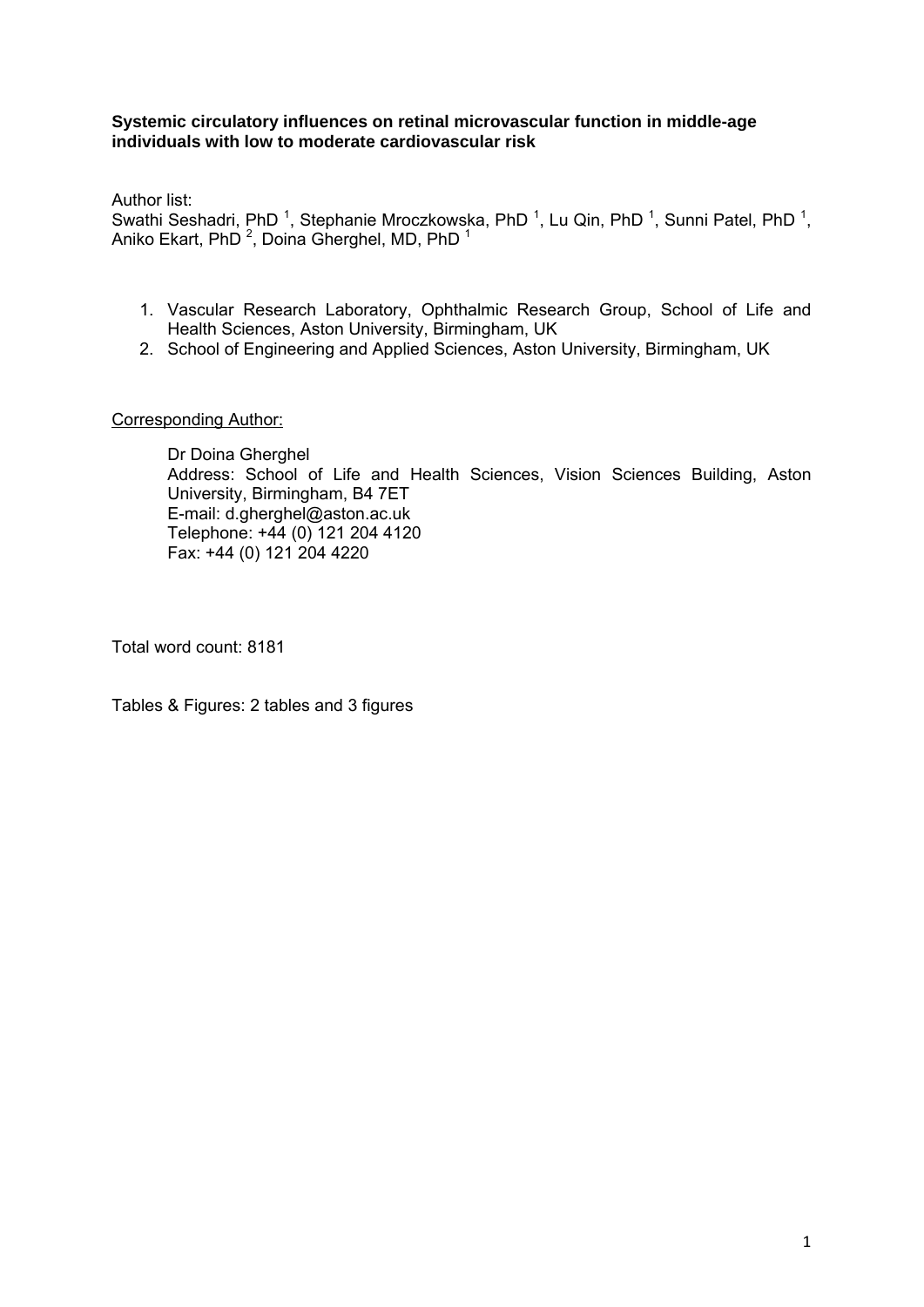**Systemic circulatory influences on retinal microvascular function in middle-age individuals with low to moderate cardiovascular risk**

Author list:
Swathi Seshadri, PhD [1], Stephanie Mroczkowska, PhD [1], Lu Qin, PhD [1], Sunni Patel, PhD [1], Aniko Ekart, PhD [2], Doina Gherghel, MD, PhD [1]

1. Vascular Research Laboratory, Ophthalmic Research Group, School of Life and Health Sciences, Aston University, Birmingham, UK
2. School of Engineering and Applied Sciences, Aston University, Birmingham, UK

Corresponding Author:

Dr Doina Gherghel
Address: School of Life and Health Sciences, Vision Sciences Building, Aston University, Birmingham, B4 7ET
E-mail: d.gherghel@aston.ac.uk
Telephone: +44 (0) 121 204 4120
Fax: +44 (0) 121 204 4220

Total word count: 8181

Tables & Figures: 2 tables and 3 figures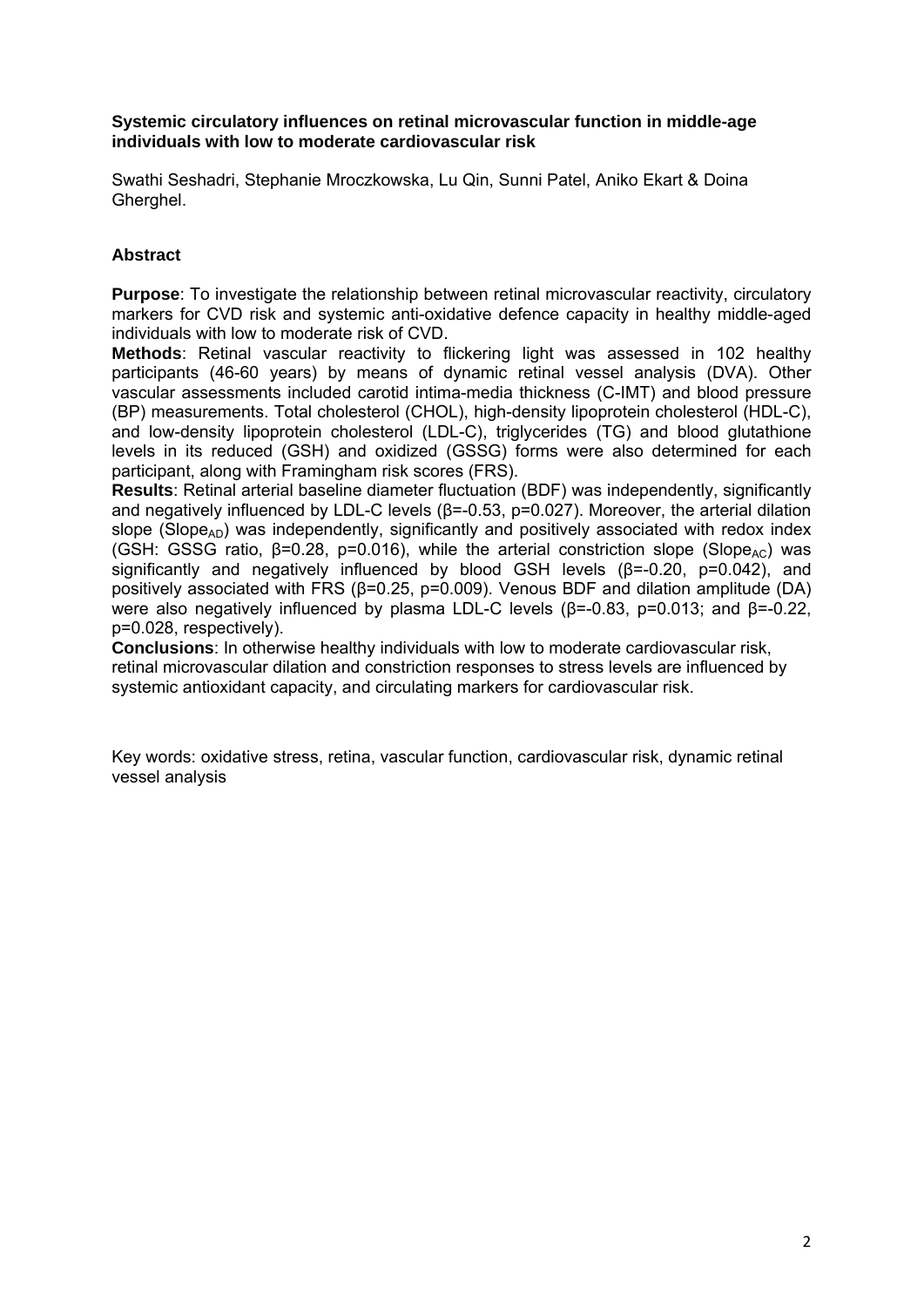**Systemic circulatory influences on retinal microvascular function in middle-age individuals with low to moderate cardiovascular risk**

Swathi Seshadri, Stephanie Mroczkowska, Lu Qin, Sunni Patel, Aniko Ekart & Doina Gherghel.

## Abstract

**Purpose**: To investigate the relationship between retinal microvascular reactivity, circulatory markers for CVD risk and systemic anti-oxidative defence capacity in healthy middle-aged individuals with low to moderate risk of CVD.

**Methods**: Retinal vascular reactivity to flickering light was assessed in 102 healthy participants (46-60 years) by means of dynamic retinal vessel analysis (DVA). Other vascular assessments included carotid intima-media thickness (C-IMT) and blood pressure (BP) measurements. Total cholesterol (CHOL), high-density lipoprotein cholesterol (HDL-C), and low-density lipoprotein cholesterol (LDL-C), triglycerides (TG) and blood glutathione levels in its reduced (GSH) and oxidized (GSSG) forms were also determined for each participant, along with Framingham risk scores (FRS).

**Results**: Retinal arterial baseline diameter fluctuation (BDF) was independently, significantly and negatively influenced by LDL-C levels ($\beta$=-0.53, p=0.027). Moreover, the arterial dilation slope ($Slope_{AD}$) was independently, significantly and positively associated with redox index (GSH: GSSG ratio, $\beta$=0.28, p=0.016), while the arterial constriction slope ($Slope_{AC}$) was significantly and negatively influenced by blood GSH levels ($\beta$=-0.20, p=0.042), and positively associated with FRS ($\beta$=0.25, p=0.009). Venous BDF and dilation amplitude (DA) were also negatively influenced by plasma LDL-C levels ($\beta$=-0.83, p=0.013; and $\beta$=-0.22, p=0.028, respectively).

**Conclusions**: In otherwise healthy individuals with low to moderate cardiovascular risk, retinal microvascular dilation and constriction responses to stress levels are influenced by systemic antioxidant capacity, and circulating markers for cardiovascular risk.

Key words: oxidative stress, retina, vascular function, cardiovascular risk, dynamic retinal vessel analysis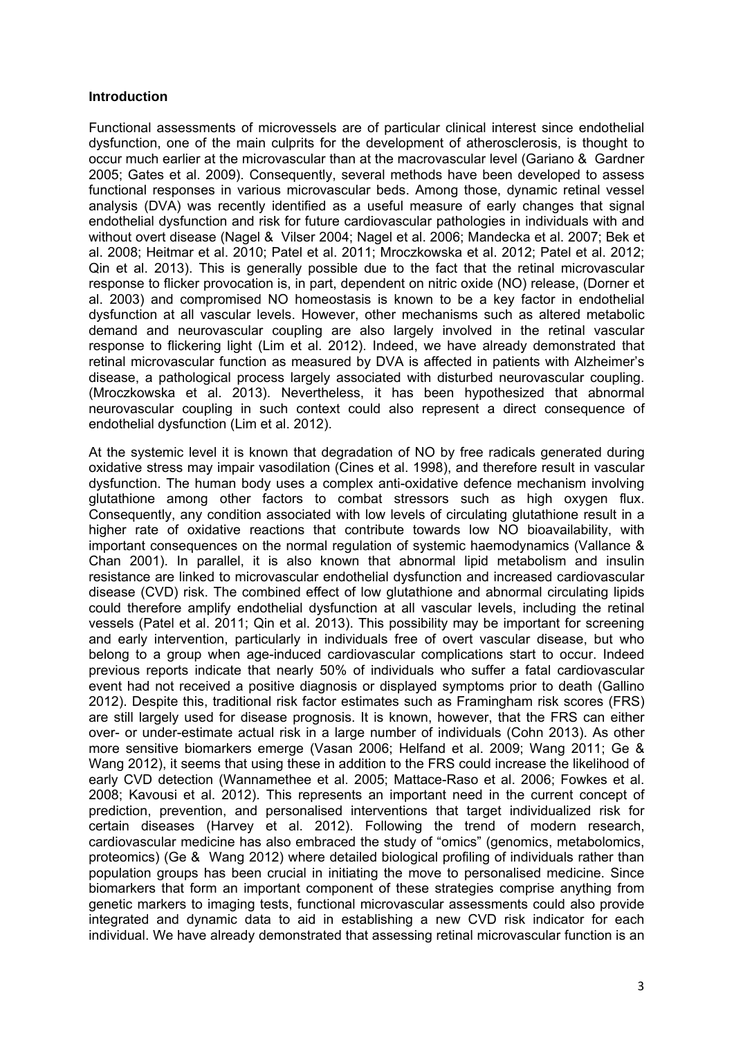### Introduction

Functional assessments of microvessels are of particular clinical interest since endothelial dysfunction, one of the main culprits for the development of atherosclerosis, is thought to occur much earlier at the microvascular than at the macrovascular level (Gariano & Gardner 2005; Gates et al. 2009). Consequently, several methods have been developed to assess functional responses in various microvascular beds. Among those, dynamic retinal vessel analysis (DVA) was recently identified as a useful measure of early changes that signal endothelial dysfunction and risk for future cardiovascular pathologies in individuals with and without overt disease (Nagel & Vilser 2004; Nagel et al. 2006; Mandecka et al. 2007; Bek et al. 2008; Heitmar et al. 2010; Patel et al. 2011; Mroczkowska et al. 2012; Patel et al. 2012; Qin et al. 2013). This is generally possible due to the fact that the retinal microvascular response to flicker provocation is, in part, dependent on nitric oxide (NO) release, (Dorner et al. 2003) and compromised NO homeostasis is known to be a key factor in endothelial dysfunction at all vascular levels. However, other mechanisms such as altered metabolic demand and neurovascular coupling are also largely involved in the retinal vascular response to flickering light (Lim et al. 2012). Indeed, we have already demonstrated that retinal microvascular function as measured by DVA is affected in patients with Alzheimer's disease, a pathological process largely associated with disturbed neurovascular coupling. (Mroczkowska et al. 2013). Nevertheless, it has been hypothesized that abnormal neurovascular coupling in such context could also represent a direct consequence of endothelial dysfunction (Lim et al. 2012).

At the systemic level it is known that degradation of NO by free radicals generated during oxidative stress may impair vasodilation (Cines et al. 1998), and therefore result in vascular dysfunction. The human body uses a complex anti-oxidative defence mechanism involving glutathione among other factors to combat stressors such as high oxygen flux. Consequently, any condition associated with low levels of circulating glutathione result in a higher rate of oxidative reactions that contribute towards low NO bioavailability, with important consequences on the normal regulation of systemic haemodynamics (Vallance & Chan 2001). In parallel, it is also known that abnormal lipid metabolism and insulin resistance are linked to microvascular endothelial dysfunction and increased cardiovascular disease (CVD) risk. The combined effect of low glutathione and abnormal circulating lipids could therefore amplify endothelial dysfunction at all vascular levels, including the retinal vessels (Patel et al. 2011; Qin et al. 2013). This possibility may be important for screening and early intervention, particularly in individuals free of overt vascular disease, but who belong to a group when age-induced cardiovascular complications start to occur. Indeed previous reports indicate that nearly 50% of individuals who suffer a fatal cardiovascular event had not received a positive diagnosis or displayed symptoms prior to death (Gallino 2012). Despite this, traditional risk factor estimates such as Framingham risk scores (FRS) are still largely used for disease prognosis. It is known, however, that the FRS can either over- or under-estimate actual risk in a large number of individuals (Cohn 2013). As other more sensitive biomarkers emerge (Vasan 2006; Helfand et al. 2009; Wang 2011; Ge & Wang 2012), it seems that using these in addition to the FRS could increase the likelihood of early CVD detection (Wannamethee et al. 2005; Mattace-Raso et al. 2006; Fowkes et al. 2008; Kavousi et al. 2012). This represents an important need in the current concept of prediction, prevention, and personalised interventions that target individualized risk for certain diseases (Harvey et al. 2012). Following the trend of modern research, cardiovascular medicine has also embraced the study of "omics" (genomics, metabolomics, proteomics) (Ge & Wang 2012) where detailed biological profiling of individuals rather than population groups has been crucial in initiating the move to personalised medicine. Since biomarkers that form an important component of these strategies comprise anything from genetic markers to imaging tests, functional microvascular assessments could also provide integrated and dynamic data to aid in establishing a new CVD risk indicator for each individual. We have already demonstrated that assessing retinal microvascular function is an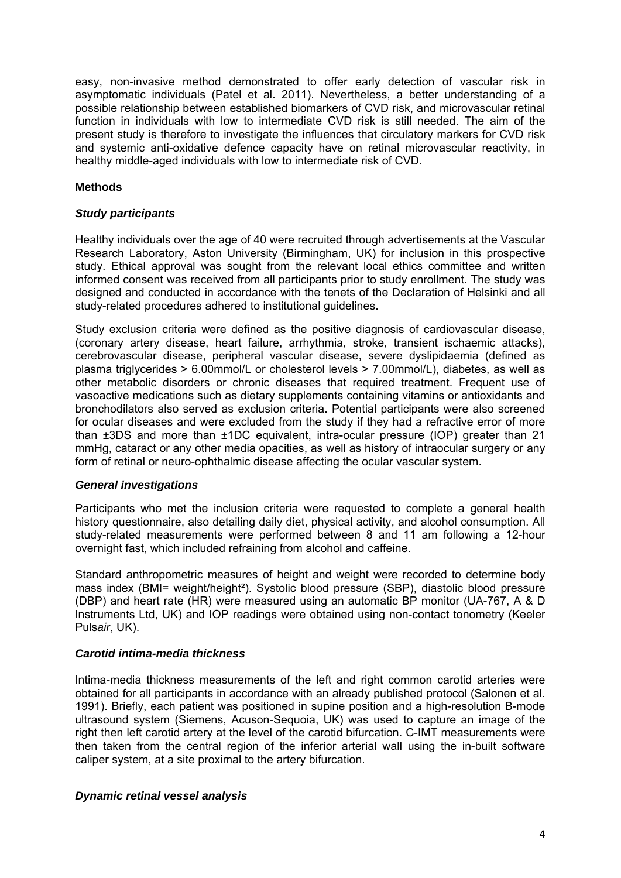easy, non-invasive method demonstrated to offer early detection of vascular risk in asymptomatic individuals (Patel et al. 2011). Nevertheless, a better understanding of a possible relationship between established biomarkers of CVD risk, and microvascular retinal function in individuals with low to intermediate CVD risk is still needed. The aim of the present study is therefore to investigate the influences that circulatory markers for CVD risk and systemic anti-oxidative defence capacity have on retinal microvascular reactivity, in healthy middle-aged individuals with low to intermediate risk of CVD.

## Methods

### *Study participants*

Healthy individuals over the age of 40 were recruited through advertisements at the Vascular Research Laboratory, Aston University (Birmingham, UK) for inclusion in this prospective study. Ethical approval was sought from the relevant local ethics committee and written informed consent was received from all participants prior to study enrollment. The study was designed and conducted in accordance with the tenets of the Declaration of Helsinki and all study-related procedures adhered to institutional guidelines.

Study exclusion criteria were defined as the positive diagnosis of cardiovascular disease, (coronary artery disease, heart failure, arrhythmia, stroke, transient ischaemic attacks), cerebrovascular disease, peripheral vascular disease, severe dyslipidaemia (defined as plasma triglycerides > 6.00mmol/L or cholesterol levels > 7.00mmol/L), diabetes, as well as other metabolic disorders or chronic diseases that required treatment. Frequent use of vasoactive medications such as dietary supplements containing vitamins or antioxidants and bronchodilators also served as exclusion criteria. Potential participants were also screened for ocular diseases and were excluded from the study if they had a refractive error of more than ±3DS and more than ±1DC equivalent, intra-ocular pressure (IOP) greater than 21 mmHg, cataract or any other media opacities, as well as history of intraocular surgery or any form of retinal or neuro-ophthalmic disease affecting the ocular vascular system.

### *General investigations*

Participants who met the inclusion criteria were requested to complete a general health history questionnaire, also detailing daily diet, physical activity, and alcohol consumption. All study-related measurements were performed between 8 and 11 am following a 12-hour overnight fast, which included refraining from alcohol and caffeine.

Standard anthropometric measures of height and weight were recorded to determine body mass index (BMI= weight/height$^2$). Systolic blood pressure (SBP), diastolic blood pressure (DBP) and heart rate (HR) were measured using an automatic BP monitor (UA-767, A & D Instruments Ltd, UK) and IOP readings were obtained using non-contact tonometry (Keeler Puls*air*, UK).

### *Carotid intima-media thickness*

Intima-media thickness measurements of the left and right common carotid arteries were obtained for all participants in accordance with an already published protocol (Salonen et al. 1991). Briefly, each patient was positioned in supine position and a high-resolution B-mode ultrasound system (Siemens, Acuson-Sequoia, UK) was used to capture an image of the right then left carotid artery at the level of the carotid bifurcation. C-IMT measurements were then taken from the central region of the inferior arterial wall using the in-built software caliper system, at a site proximal to the artery bifurcation.

### *Dynamic retinal vessel analysis*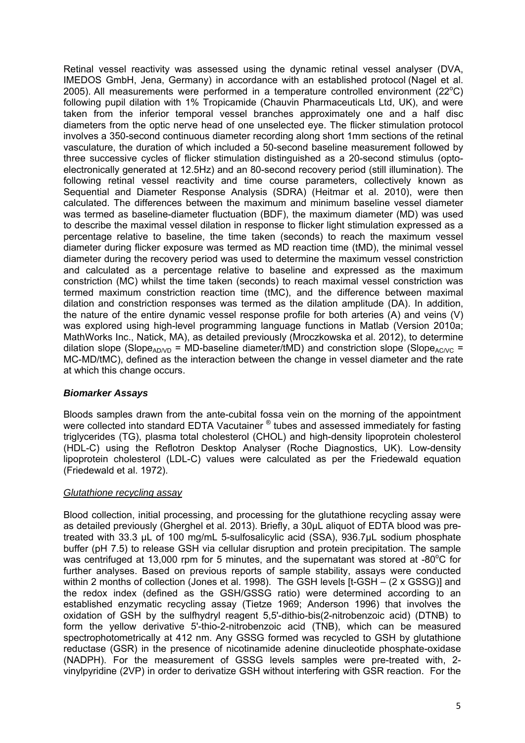Retinal vessel reactivity was assessed using the dynamic retinal vessel analyser (DVA, IMEDOS GmbH, Jena, Germany) in accordance with an established protocol (Nagel et al. 2005). All measurements were performed in a temperature controlled environment (22$^{o}$C) following pupil dilation with 1% Tropicamide (Chauvin Pharmaceuticals Ltd, UK), and were taken from the inferior temporal vessel branches approximately one and a half disc diameters from the optic nerve head of one unselected eye. The flicker stimulation protocol involves a 350-second continuous diameter recording along short 1mm sections of the retinal vasculature, the duration of which included a 50-second baseline measurement followed by three successive cycles of flicker stimulation distinguished as a 20-second stimulus (opto-electronically generated at 12.5Hz) and an 80-second recovery period (still illumination). The following retinal vessel reactivity and time course parameters, collectively known as Sequential and Diameter Response Analysis (SDRA) (Heitmar et al. 2010), were then calculated. The differences between the maximum and minimum baseline vessel diameter was termed as baseline-diameter fluctuation (BDF), the maximum diameter (MD) was used to describe the maximal vessel dilation in response to flicker light stimulation expressed as a percentage relative to baseline, the time taken (seconds) to reach the maximum vessel diameter during flicker exposure was termed as MD reaction time (tMD), the minimal vessel diameter during the recovery period was used to determine the maximum vessel constriction and calculated as a percentage relative to baseline and expressed as the maximum constriction (MC) whilst the time taken (seconds) to reach maximal vessel constriction was termed maximum constriction reaction time (tMC), and the difference between maximal dilation and constriction responses was termed as the dilation amplitude (DA). In addition, the nature of the entire dynamic vessel response profile for both arteries (A) and veins (V) was explored using high-level programming language functions in Matlab (Version 2010a; MathWorks Inc., Natick, MA), as detailed previously (Mroczkowska et al. 2012), to determine dilation slope ($Slope_{AD/VD}$ = MD-baseline diameter/tMD) and constriction slope ($Slope_{AC/VC}$ = MC-MD/tMC), defined as the interaction between the change in vessel diameter and the rate at which this change occurs.

### *Biomarker Assays*

Bloods samples drawn from the ante-cubital fossa vein on the morning of the appointment were collected into standard EDTA Vacutainer ® tubes and assessed immediately for fasting triglycerides (TG), plasma total cholesterol (CHOL) and high-density lipoprotein cholesterol (HDL-C) using the Reflotron Desktop Analyser (Roche Diagnostics, UK). Low-density lipoprotein cholesterol (LDL-C) values were calculated as per the Friedewald equation (Friedewald et al. 1972).

#### *Glutathione recycling assay*

Blood collection, initial processing, and processing for the glutathione recycling assay were as detailed previously (Gherghel et al. 2013). Briefly, a 30µL aliquot of EDTA blood was pre-treated with 33.3 µL of 100 mg/mL 5-sulfosalicylic acid (SSA), 936.7µL sodium phosphate buffer (pH 7.5) to release GSH via cellular disruption and protein precipitation. The sample was centrifuged at 13,000 rpm for 5 minutes, and the supernatant was stored at -80$^{o}$C for further analyses. Based on previous reports of sample stability, assays were conducted within 2 months of collection (Jones et al. 1998). The GSH levels [t-GSH – (2 x GSSG)] and the redox index (defined as the GSH/GSSG ratio) were determined according to an established enzymatic recycling assay (Tietze 1969; Anderson 1996) that involves the oxidation of GSH by the sulfhydryl reagent 5,5'-dithio-bis(2-nitrobenzoic acid) (DTNB) to form the yellow derivative 5'-thio-2-nitrobenzoic acid (TNB), which can be measured spectrophotometrically at 412 nm. Any GSSG formed was recycled to GSH by glutathione reductase (GSR) in the presence of nicotinamide adenine dinucleotide phosphate-oxidase (NADPH). For the measurement of GSSG levels samples were pre-treated with, 2-vinylpyridine (2VP) in order to derivatize GSH without interfering with GSR reaction. For the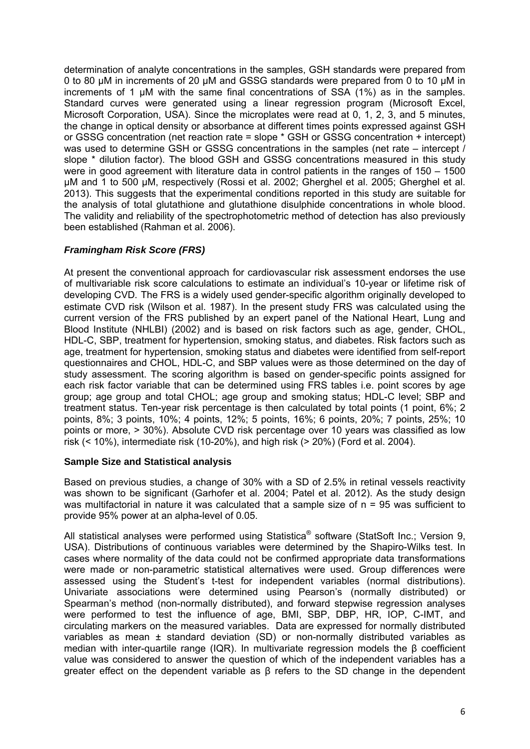determination of analyte concentrations in the samples, GSH standards were prepared from 0 to 80 µM in increments of 20 µM and GSSG standards were prepared from 0 to 10 µM in increments of 1 µM with the same final concentrations of SSA (1%) as in the samples. Standard curves were generated using a linear regression program (Microsoft Excel, Microsoft Corporation, USA). Since the microplates were read at 0, 1, 2, 3, and 5 minutes, the change in optical density or absorbance at different times points expressed against GSH or GSSG concentration (net reaction rate = slope * GSH or GSSG concentration + intercept) was used to determine GSH or GSSG concentrations in the samples (net rate – intercept / slope * dilution factor). The blood GSH and GSSG concentrations measured in this study were in good agreement with literature data in control patients in the ranges of 150 – 1500 µM and 1 to 500 µM, respectively (Rossi et al. 2002; Gherghel et al. 2005; Gherghel et al. 2013). This suggests that the experimental conditions reported in this study are suitable for the analysis of total glutathione and glutathione disulphide concentrations in whole blood. The validity and reliability of the spectrophotometric method of detection has also previously been established (Rahman et al. 2006).

### *Framingham Risk Score (FRS)*

At present the conventional approach for cardiovascular risk assessment endorses the use of multivariable risk score calculations to estimate an individual's 10-year or lifetime risk of developing CVD. The FRS is a widely used gender-specific algorithm originally developed to estimate CVD risk (Wilson et al. 1987). In the present study FRS was calculated using the current version of the FRS published by an expert panel of the National Heart, Lung and Blood Institute (NHLBI) (2002) and is based on risk factors such as age, gender, CHOL, HDL-C, SBP, treatment for hypertension, smoking status, and diabetes. Risk factors such as age, treatment for hypertension, smoking status and diabetes were identified from self-report questionnaires and CHOL, HDL-C, and SBP values were as those determined on the day of study assessment. The scoring algorithm is based on gender-specific points assigned for each risk factor variable that can be determined using FRS tables i.e. point scores by age group; age group and total CHOL; age group and smoking status; HDL-C level; SBP and treatment status. Ten-year risk percentage is then calculated by total points (1 point, 6%; 2 points, 8%; 3 points, 10%; 4 points, 12%; 5 points, 16%; 6 points, 20%; 7 points, 25%; 10 points or more, > 30%). Absolute CVD risk percentage over 10 years was classified as low risk (< 10%), intermediate risk (10-20%), and high risk (> 20%) (Ford et al. 2004).

### **Sample Size and Statistical analysis**

Based on previous studies, a change of 30% with a SD of 2.5% in retinal vessels reactivity was shown to be significant (Garhofer et al. 2004; Patel et al. 2012). As the study design was multifactorial in nature it was calculated that a sample size of $n = 95$ was sufficient to provide 95% power at an alpha-level of 0.05.

All statistical analyses were performed using Statistica® software (StatSoft Inc.; Version 9, USA). Distributions of continuous variables were determined by the Shapiro-Wilks test. In cases where normality of the data could not be confirmed appropriate data transformations were made or non-parametric statistical alternatives were used. Group differences were assessed using the Student's t-test for independent variables (normal distributions). Univariate associations were determined using Pearson's (normally distributed) or Spearman's method (non-normally distributed), and forward stepwise regression analyses were performed to test the influence of age, BMI, SBP, DBP, HR, IOP, C-IMT, and circulating markers on the measured variables. Data are expressed for normally distributed variables as mean ± standard deviation (SD) or non-normally distributed variables as median with inter-quartile range (IQR). In multivariate regression models the $\beta$ coefficient value was considered to answer the question of which of the independent variables has a greater effect on the dependent variable as $\beta$ refers to the SD change in the dependent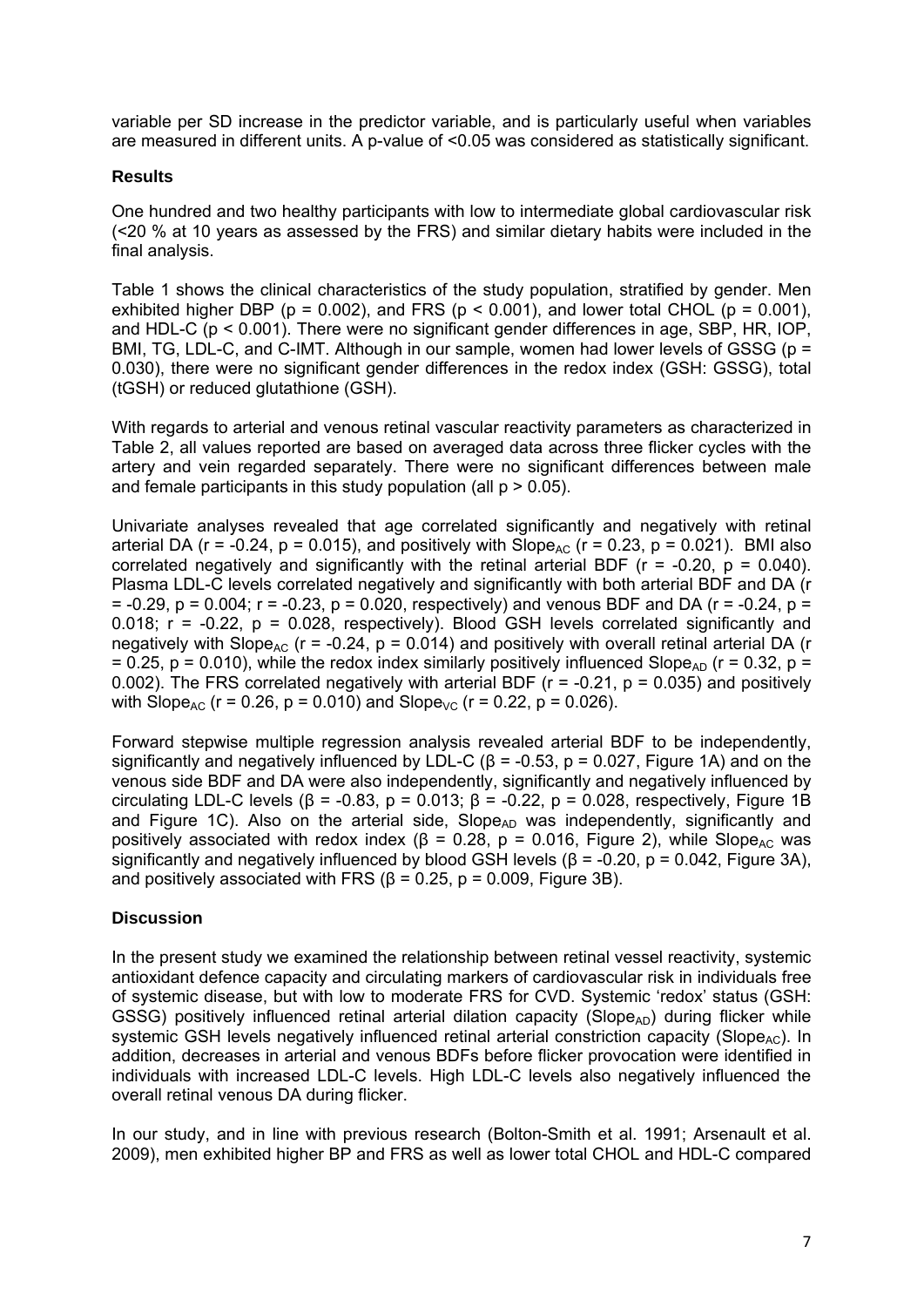variable per SD increase in the predictor variable, and is particularly useful when variables are measured in different units. A p-value of <0.05 was considered as statistically significant.

## Results

One hundred and two healthy participants with low to intermediate global cardiovascular risk (<20 % at 10 years as assessed by the FRS) and similar dietary habits were included in the final analysis.

Table 1 shows the clinical characteristics of the study population, stratified by gender. Men exhibited higher DBP ($p = 0.002$), and FRS ($p < 0.001$), and lower total CHOL ($p = 0.001$), and HDL-C ($p < 0.001$). There were no significant gender differences in age, SBP, HR, IOP, BMI, TG, LDL-C, and C-IMT. Although in our sample, women had lower levels of GSSG ($p = 0.030$), there were no significant gender differences in the redox index (GSH: GSSG), total (tGSH) or reduced glutathione (GSH).

With regards to arterial and venous retinal vascular reactivity parameters as characterized in Table 2, all values reported are based on averaged data across three flicker cycles with the artery and vein regarded separately. There were no significant differences between male and female participants in this study population (all $p > 0.05$).

Univariate analyses revealed that age correlated significantly and negatively with retinal arterial DA ($r = -0.24$, $p = 0.015$), and positively with $Slope_{AC}$ ($r = 0.23$, $p = 0.021$). BMI also correlated negatively and significantly with the retinal arterial BDF ($r = -0.20$, $p = 0.040$). Plasma LDL-C levels correlated negatively and significantly with both arterial BDF and DA ($r = -0.29$, $p = 0.004$; $r = -0.23$, $p = 0.020$, respectively) and venous BDF and DA ($r = -0.24$, $p = 0.018$; $r = -0.22$, $p = 0.028$, respectively). Blood GSH levels correlated significantly and negatively with $Slope_{AC}$ ($r = -0.24$, $p = 0.014$) and positively with overall retinal arterial DA ($r = 0.25$, $p = 0.010$), while the redox index similarly positively influenced $Slope_{AD}$ ($r = 0.32$, $p = 0.002$). The FRS correlated negatively with arterial BDF ($r = -0.21$, $p = 0.035$) and positively with $Slope_{AC}$ ($r = 0.26$, $p = 0.010$) and $Slope_{VC}$ ($r = 0.22$, $p = 0.026$).

Forward stepwise multiple regression analysis revealed arterial BDF to be independently, significantly and negatively influenced by LDL-C ($\beta = -0.53$, $p = 0.027$, Figure 1A) and on the venous side BDF and DA were also independently, significantly and negatively influenced by circulating LDL-C levels ($\beta = -0.83$, $p = 0.013$; $\beta = -0.22$, $p = 0.028$, respectively, Figure 1B and Figure 1C). Also on the arterial side, $Slope_{AD}$ was independently, significantly and positively associated with redox index ($\beta = 0.28$, $p = 0.016$, Figure 2), while $Slope_{AC}$ was significantly and negatively influenced by blood GSH levels ($\beta = -0.20$, $p = 0.042$, Figure 3A), and positively associated with FRS ($\beta = 0.25$, $p = 0.009$, Figure 3B).

## Discussion

In the present study we examined the relationship between retinal vessel reactivity, systemic antioxidant defence capacity and circulating markers of cardiovascular risk in individuals free of systemic disease, but with low to moderate FRS for CVD. Systemic 'redox' status (GSH: GSSG) positively influenced retinal arterial dilation capacity ($Slope_{AD}$) during flicker while systemic GSH levels negatively influenced retinal arterial constriction capacity ($Slope_{AC}$). In addition, decreases in arterial and venous BDFs before flicker provocation were identified in individuals with increased LDL-C levels. High LDL-C levels also negatively influenced the overall retinal venous DA during flicker.

In our study, and in line with previous research (Bolton-Smith et al. 1991; Arsenault et al. 2009), men exhibited higher BP and FRS as well as lower total CHOL and HDL-C compared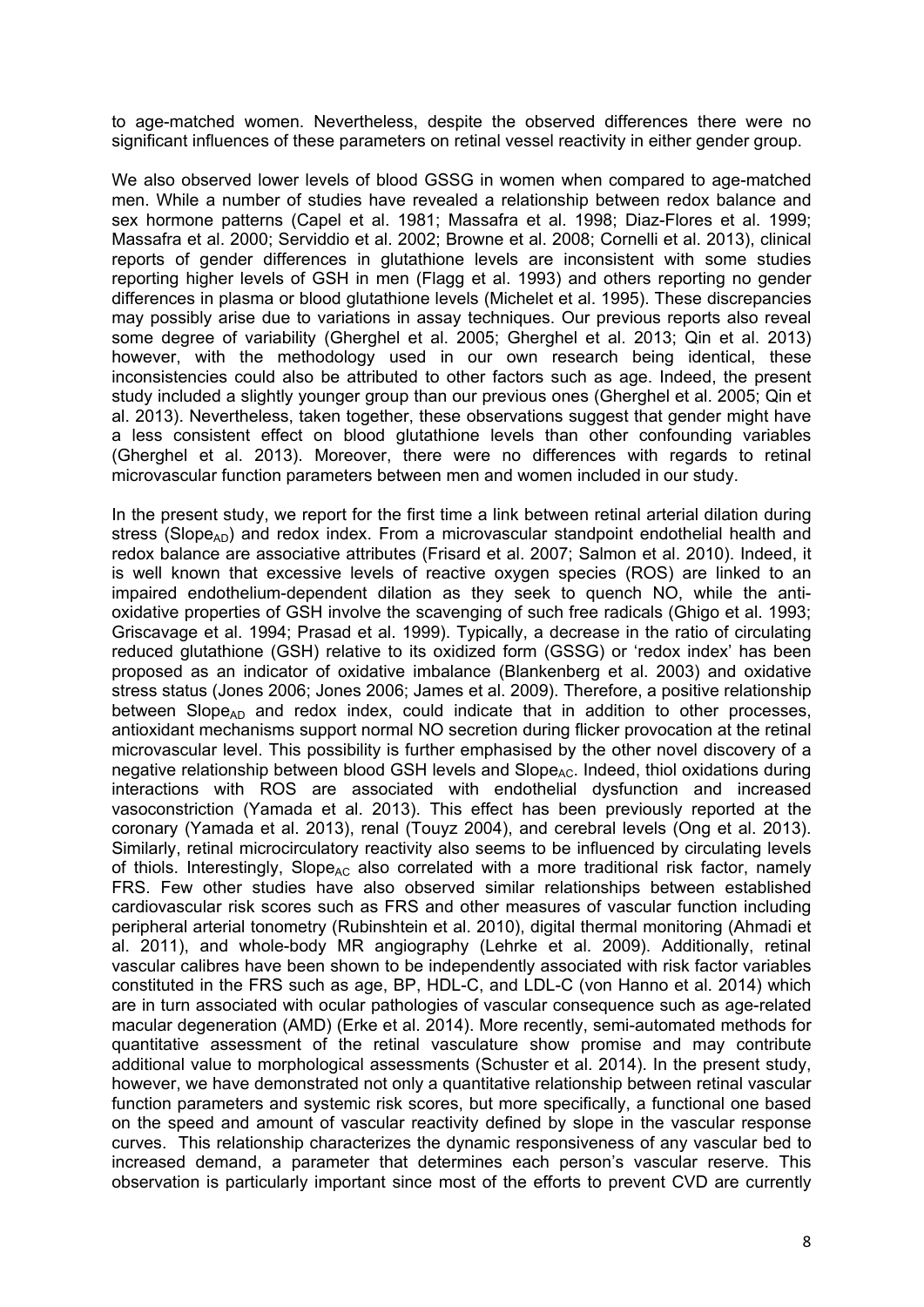to age-matched women. Nevertheless, despite the observed differences there were no significant influences of these parameters on retinal vessel reactivity in either gender group.

We also observed lower levels of blood GSSG in women when compared to age-matched men. While a number of studies have revealed a relationship between redox balance and sex hormone patterns (Capel et al. 1981; Massafra et al. 1998; Diaz-Flores et al. 1999; Massafra et al. 2000; Serviddio et al. 2002; Browne et al. 2008; Cornelli et al. 2013), clinical reports of gender differences in glutathione levels are inconsistent with some studies reporting higher levels of GSH in men (Flagg et al. 1993) and others reporting no gender differences in plasma or blood glutathione levels (Michelet et al. 1995). These discrepancies may possibly arise due to variations in assay techniques. Our previous reports also reveal some degree of variability (Gherghel et al. 2005; Gherghel et al. 2013; Qin et al. 2013) however, with the methodology used in our own research being identical, these inconsistencies could also be attributed to other factors such as age. Indeed, the present study included a slightly younger group than our previous ones (Gherghel et al. 2005; Qin et al. 2013). Nevertheless, taken together, these observations suggest that gender might have a less consistent effect on blood glutathione levels than other confounding variables (Gherghel et al. 2013). Moreover, there were no differences with regards to retinal microvascular function parameters between men and women included in our study.

In the present study, we report for the first time a link between retinal arterial dilation during stress ($Slope_{AD}$) and redox index. From a microvascular standpoint endothelial health and redox balance are associative attributes (Frisard et al. 2007; Salmon et al. 2010). Indeed, it is well known that excessive levels of reactive oxygen species (ROS) are linked to an impaired endothelium-dependent dilation as they seek to quench NO, while the anti-oxidative properties of GSH involve the scavenging of such free radicals (Ghigo et al. 1993; Griscavage et al. 1994; Prasad et al. 1999). Typically, a decrease in the ratio of circulating reduced glutathione (GSH) relative to its oxidized form (GSSG) or 'redox index' has been proposed as an indicator of oxidative imbalance (Blankenberg et al. 2003) and oxidative stress status (Jones 2006; Jones 2006; James et al. 2009). Therefore, a positive relationship between $Slope_{AD}$ and redox index, could indicate that in addition to other processes, antioxidant mechanisms support normal NO secretion during flicker provocation at the retinal microvascular level. This possibility is further emphasised by the other novel discovery of a negative relationship between blood GSH levels and $Slope_{AC}$. Indeed, thiol oxidations during interactions with ROS are associated with endothelial dysfunction and increased vasoconstriction (Yamada et al. 2013). This effect has been previously reported at the coronary (Yamada et al. 2013), renal (Touyz 2004), and cerebral levels (Ong et al. 2013). Similarly, retinal microcirculatory reactivity also seems to be influenced by circulating levels of thiols. Interestingly, $Slope_{AC}$ also correlated with a more traditional risk factor, namely FRS. Few other studies have also observed similar relationships between established cardiovascular risk scores such as FRS and other measures of vascular function including peripheral arterial tonometry (Rubinshtein et al. 2010), digital thermal monitoring (Ahmadi et al. 2011), and whole-body MR angiography (Lehrke et al. 2009). Additionally, retinal vascular calibres have been shown to be independently associated with risk factor variables constituted in the FRS such as age, BP, HDL-C, and LDL-C (von Hanno et al. 2014) which are in turn associated with ocular pathologies of vascular consequence such as age-related macular degeneration (AMD) (Erke et al. 2014). More recently, semi-automated methods for quantitative assessment of the retinal vasculature show promise and may contribute additional value to morphological assessments (Schuster et al. 2014). In the present study, however, we have demonstrated not only a quantitative relationship between retinal vascular function parameters and systemic risk scores, but more specifically, a functional one based on the speed and amount of vascular reactivity defined by slope in the vascular response curves. This relationship characterizes the dynamic responsiveness of any vascular bed to increased demand, a parameter that determines each person's vascular reserve. This observation is particularly important since most of the efforts to prevent CVD are currently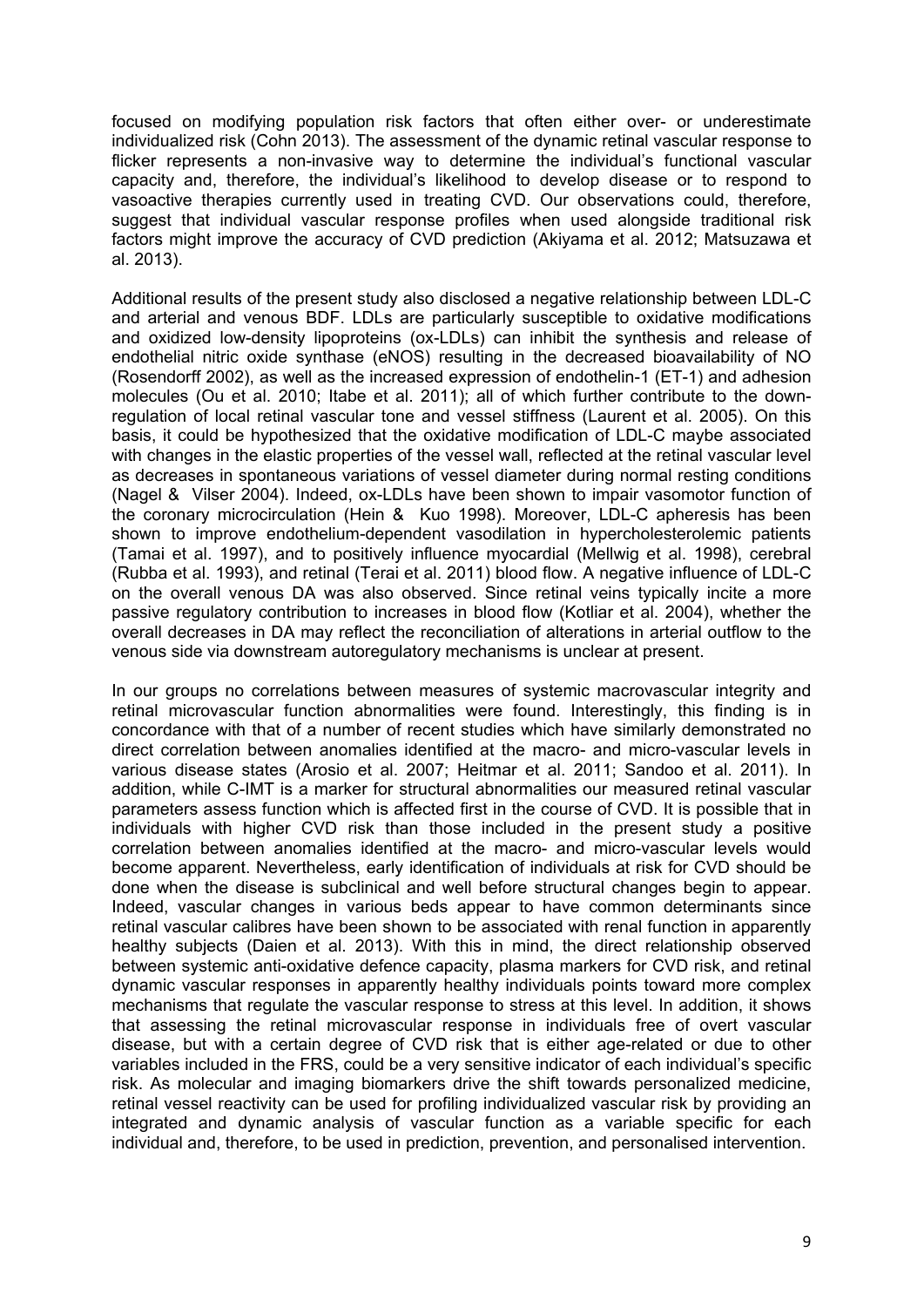focused on modifying population risk factors that often either over- or underestimate individualized risk (Cohn 2013). The assessment of the dynamic retinal vascular response to flicker represents a non-invasive way to determine the individual's functional vascular capacity and, therefore, the individual's likelihood to develop disease or to respond to vasoactive therapies currently used in treating CVD. Our observations could, therefore, suggest that individual vascular response profiles when used alongside traditional risk factors might improve the accuracy of CVD prediction (Akiyama et al. 2012; Matsuzawa et al. 2013).

Additional results of the present study also disclosed a negative relationship between LDL-C and arterial and venous BDF. LDLs are particularly susceptible to oxidative modifications and oxidized low-density lipoproteins (ox-LDLs) can inhibit the synthesis and release of endothelial nitric oxide synthase (eNOS) resulting in the decreased bioavailability of NO (Rosendorff 2002), as well as the increased expression of endothelin-1 (ET-1) and adhesion molecules (Ou et al. 2010; Itabe et al. 2011); all of which further contribute to the down-regulation of local retinal vascular tone and vessel stiffness (Laurent et al. 2005). On this basis, it could be hypothesized that the oxidative modification of LDL-C maybe associated with changes in the elastic properties of the vessel wall, reflected at the retinal vascular level as decreases in spontaneous variations of vessel diameter during normal resting conditions (Nagel & Vilser 2004). Indeed, ox-LDLs have been shown to impair vasomotor function of the coronary microcirculation (Hein & Kuo 1998). Moreover, LDL-C apheresis has been shown to improve endothelium-dependent vasodilation in hypercholesterolemic patients (Tamai et al. 1997), and to positively influence myocardial (Mellwig et al. 1998), cerebral (Rubba et al. 1993), and retinal (Terai et al. 2011) blood flow. A negative influence of LDL-C on the overall venous DA was also observed. Since retinal veins typically incite a more passive regulatory contribution to increases in blood flow (Kotliar et al. 2004), whether the overall decreases in DA may reflect the reconciliation of alterations in arterial outflow to the venous side via downstream autoregulatory mechanisms is unclear at present.

In our groups no correlations between measures of systemic macrovascular integrity and retinal microvascular function abnormalities were found. Interestingly, this finding is in concordance with that of a number of recent studies which have similarly demonstrated no direct correlation between anomalies identified at the macro- and micro-vascular levels in various disease states (Arosio et al. 2007; Heitmar et al. 2011; Sandoo et al. 2011). In addition, while C-IMT is a marker for structural abnormalities our measured retinal vascular parameters assess function which is affected first in the course of CVD. It is possible that in individuals with higher CVD risk than those included in the present study a positive correlation between anomalies identified at the macro- and micro-vascular levels would become apparent. Nevertheless, early identification of individuals at risk for CVD should be done when the disease is subclinical and well before structural changes begin to appear. Indeed, vascular changes in various beds appear to have common determinants since retinal vascular calibres have been shown to be associated with renal function in apparently healthy subjects (Daien et al. 2013). With this in mind, the direct relationship observed between systemic anti-oxidative defence capacity, plasma markers for CVD risk, and retinal dynamic vascular responses in apparently healthy individuals points toward more complex mechanisms that regulate the vascular response to stress at this level. In addition, it shows that assessing the retinal microvascular response in individuals free of overt vascular disease, but with a certain degree of CVD risk that is either age-related or due to other variables included in the FRS, could be a very sensitive indicator of each individual's specific risk. As molecular and imaging biomarkers drive the shift towards personalized medicine, retinal vessel reactivity can be used for profiling individualized vascular risk by providing an integrated and dynamic analysis of vascular function as a variable specific for each individual and, therefore, to be used in prediction, prevention, and personalised intervention.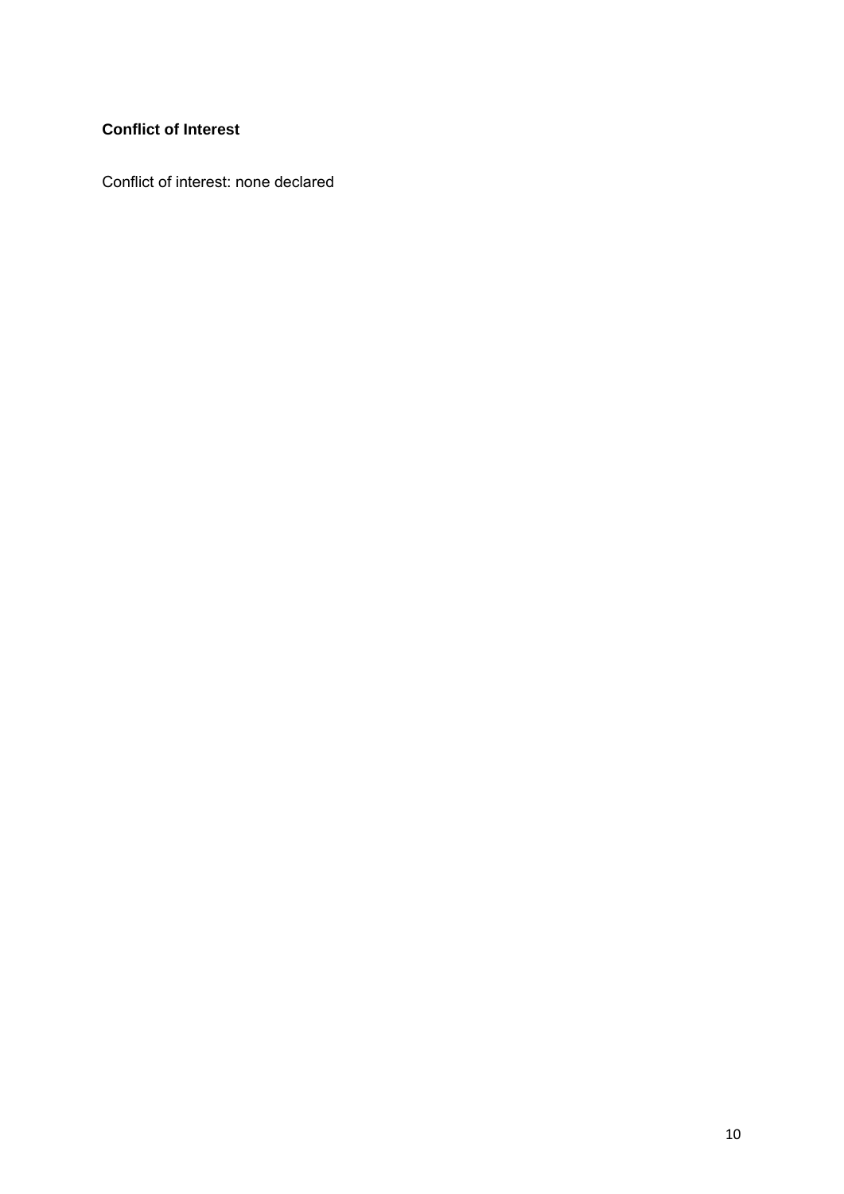**Conflict of Interest**

Conflict of interest: none declared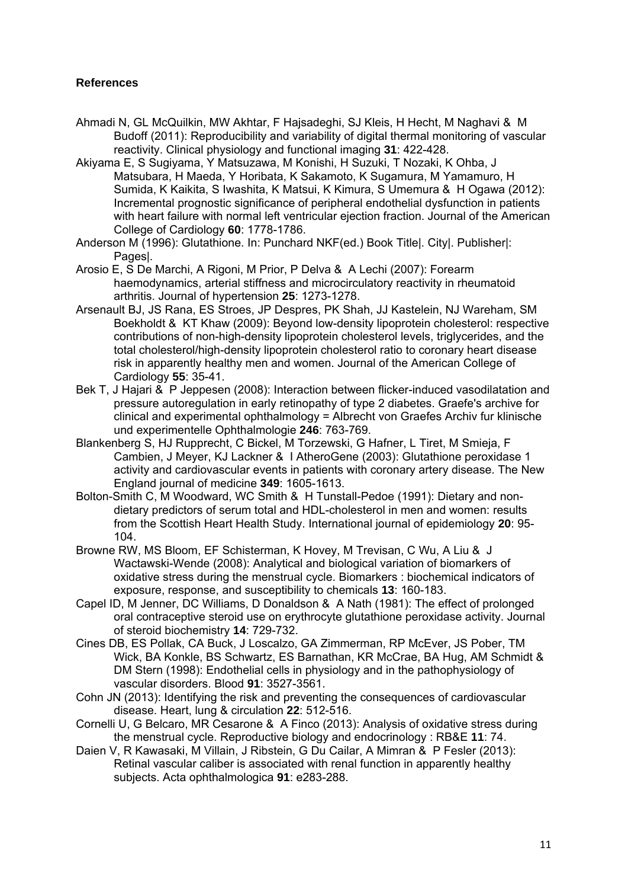**References**

Ahmadi N, GL McQuilkin, MW Akhtar, F Hajsadeghi, SJ Kleis, H Hecht, M Naghavi & M Budoff (2011): Reproducibility and variability of digital thermal monitoring of vascular reactivity. Clinical physiology and functional imaging **31**: 422-428.

Akiyama E, S Sugiyama, Y Matsuzawa, M Konishi, H Suzuki, T Nozaki, K Ohba, J Matsubara, H Maeda, Y Horibata, K Sakamoto, K Sugamura, M Yamamuro, H Sumida, K Kaikita, S Iwashita, K Matsui, K Kimura, S Umemura & H Ogawa (2012): Incremental prognostic significance of peripheral endothelial dysfunction in patients with heart failure with normal left ventricular ejection fraction. Journal of the American College of Cardiology **60**: 1778-1786.

Anderson M (1996): Glutathione. In: Punchard NKF(ed.) Book Title|. City|. Publisher|: Pages|.

Arosio E, S De Marchi, A Rigoni, M Prior, P Delva & A Lechi (2007): Forearm haemodynamics, arterial stiffness and microcirculatory reactivity in rheumatoid arthritis. Journal of hypertension **25**: 1273-1278.

Arsenault BJ, JS Rana, ES Stroes, JP Despres, PK Shah, JJ Kastelein, NJ Wareham, SM Boekholdt & KT Khaw (2009): Beyond low-density lipoprotein cholesterol: respective contributions of non-high-density lipoprotein cholesterol levels, triglycerides, and the total cholesterol/high-density lipoprotein cholesterol ratio to coronary heart disease risk in apparently healthy men and women. Journal of the American College of Cardiology **55**: 35-41.

Bek T, J Hajari & P Jeppesen (2008): Interaction between flicker-induced vasodilatation and pressure autoregulation in early retinopathy of type 2 diabetes. Graefe's archive for clinical and experimental ophthalmology = Albrecht von Graefes Archiv fur klinische und experimentelle Ophthalmologie **246**: 763-769.

Blankenberg S, HJ Rupprecht, C Bickel, M Torzewski, G Hafner, L Tiret, M Smieja, F Cambien, J Meyer, KJ Lackner & I AtheroGene (2003): Glutathione peroxidase 1 activity and cardiovascular events in patients with coronary artery disease. The New England journal of medicine **349**: 1605-1613.

Bolton-Smith C, M Woodward, WC Smith & H Tunstall-Pedoe (1991): Dietary and non-dietary predictors of serum total and HDL-cholesterol in men and women: results from the Scottish Heart Health Study. International journal of epidemiology **20**: 95-104.

Browne RW, MS Bloom, EF Schisterman, K Hovey, M Trevisan, C Wu, A Liu & J Wactawski-Wende (2008): Analytical and biological variation of biomarkers of oxidative stress during the menstrual cycle. Biomarkers : biochemical indicators of exposure, response, and susceptibility to chemicals **13**: 160-183.

Capel ID, M Jenner, DC Williams, D Donaldson & A Nath (1981): The effect of prolonged oral contraceptive steroid use on erythrocyte glutathione peroxidase activity. Journal of steroid biochemistry **14**: 729-732.

Cines DB, ES Pollak, CA Buck, J Loscalzo, GA Zimmerman, RP McEver, JS Pober, TM Wick, BA Konkle, BS Schwartz, ES Barnathan, KR McCrae, BA Hug, AM Schmidt & DM Stern (1998): Endothelial cells in physiology and in the pathophysiology of vascular disorders. Blood **91**: 3527-3561.

Cohn JN (2013): Identifying the risk and preventing the consequences of cardiovascular disease. Heart, lung & circulation **22**: 512-516.

Cornelli U, G Belcaro, MR Cesarone & A Finco (2013): Analysis of oxidative stress during the menstrual cycle. Reproductive biology and endocrinology : RB&E **11**: 74.

Daien V, R Kawasaki, M Villain, J Ribstein, G Du Cailar, A Mimran & P Fesler (2013): Retinal vascular caliber is associated with renal function in apparently healthy subjects. Acta ophthalmologica **91**: e283-288.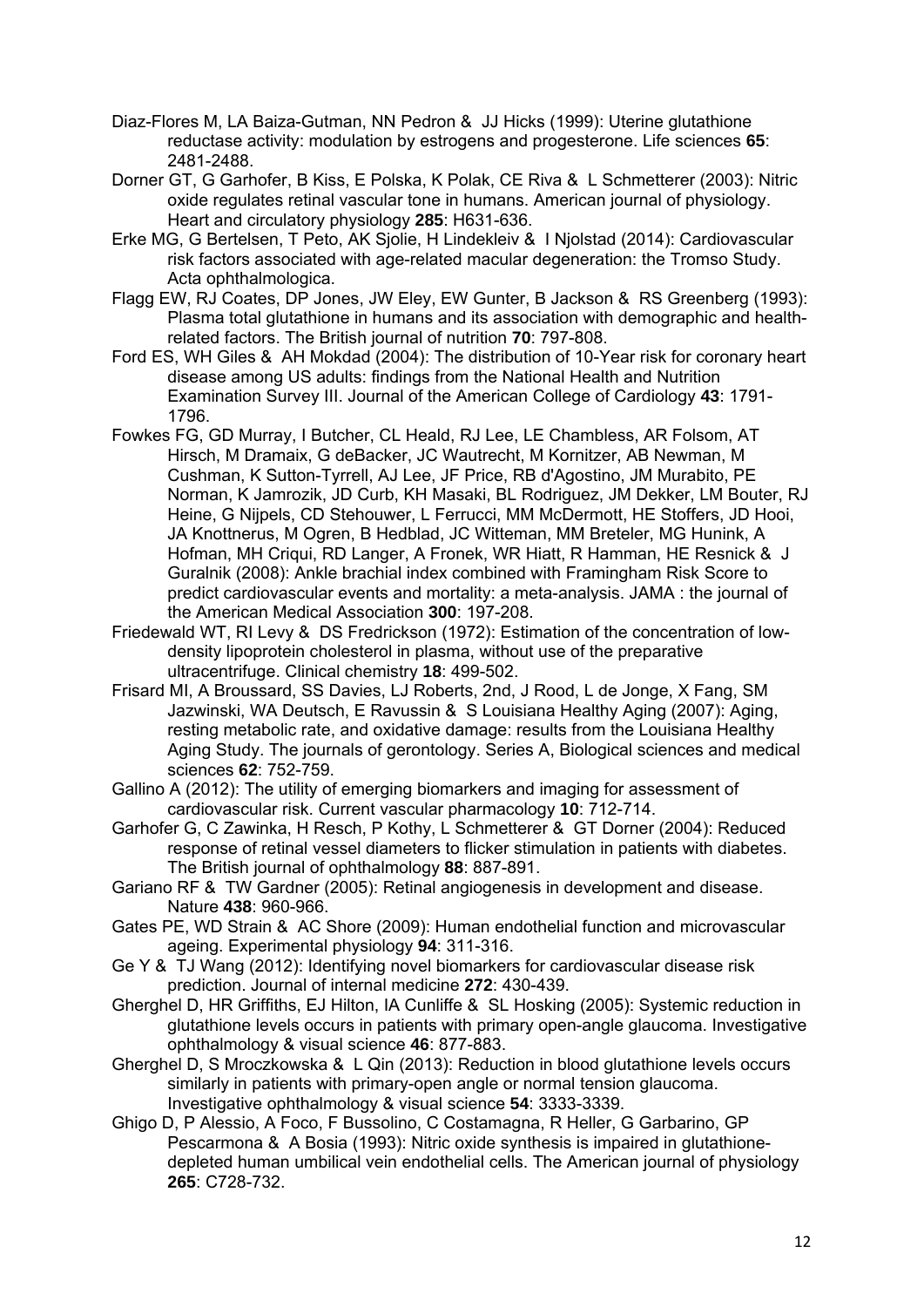Diaz-Flores M, LA Baiza-Gutman, NN Pedron & JJ Hicks (1999): Uterine glutathione reductase activity: modulation by estrogens and progesterone. Life sciences **65**: 2481-2488.

Dorner GT, G Garhofer, B Kiss, E Polska, K Polak, CE Riva & L Schmetterer (2003): Nitric oxide regulates retinal vascular tone in humans. American journal of physiology. Heart and circulatory physiology **285**: H631-636.

Erke MG, G Bertelsen, T Peto, AK Sjolie, H Lindekleiv & I Njolstad (2014): Cardiovascular risk factors associated with age-related macular degeneration: the Tromso Study. Acta ophthalmologica.

Flagg EW, RJ Coates, DP Jones, JW Eley, EW Gunter, B Jackson & RS Greenberg (1993): Plasma total glutathione in humans and its association with demographic and health-related factors. The British journal of nutrition **70**: 797-808.

Ford ES, WH Giles & AH Mokdad (2004): The distribution of 10-Year risk for coronary heart disease among US adults: findings from the National Health and Nutrition Examination Survey III. Journal of the American College of Cardiology **43**: 1791-1796.

Fowkes FG, GD Murray, I Butcher, CL Heald, RJ Lee, LE Chambless, AR Folsom, AT Hirsch, M Dramaix, G deBacker, JC Wautrecht, M Kornitzer, AB Newman, M Cushman, K Sutton-Tyrrell, AJ Lee, JF Price, RB d'Agostino, JM Murabito, PE Norman, K Jamrozik, JD Curb, KH Masaki, BL Rodriguez, JM Dekker, LM Bouter, RJ Heine, G Nijpels, CD Stehouwer, L Ferrucci, MM McDermott, HE Stoffers, JD Hooi, JA Knottnerus, M Ogren, B Hedblad, JC Witteman, MM Breteler, MG Hunink, A Hofman, MH Criqui, RD Langer, A Fronek, WR Hiatt, R Hamman, HE Resnick & J Guralnik (2008): Ankle brachial index combined with Framingham Risk Score to predict cardiovascular events and mortality: a meta-analysis. JAMA : the journal of the American Medical Association **300**: 197-208.

Friedewald WT, RI Levy & DS Fredrickson (1972): Estimation of the concentration of low-density lipoprotein cholesterol in plasma, without use of the preparative ultracentrifuge. Clinical chemistry **18**: 499-502.

Frisard MI, A Broussard, SS Davies, LJ Roberts, 2nd, J Rood, L de Jonge, X Fang, SM Jazwinski, WA Deutsch, E Ravussin & S Louisiana Healthy Aging (2007): Aging, resting metabolic rate, and oxidative damage: results from the Louisiana Healthy Aging Study. The journals of gerontology. Series A, Biological sciences and medical sciences **62**: 752-759.

Gallino A (2012): The utility of emerging biomarkers and imaging for assessment of cardiovascular risk. Current vascular pharmacology **10**: 712-714.

Garhofer G, C Zawinka, H Resch, P Kothy, L Schmetterer & GT Dorner (2004): Reduced response of retinal vessel diameters to flicker stimulation in patients with diabetes. The British journal of ophthalmology **88**: 887-891.

Gariano RF & TW Gardner (2005): Retinal angiogenesis in development and disease. Nature **438**: 960-966.

Gates PE, WD Strain & AC Shore (2009): Human endothelial function and microvascular ageing. Experimental physiology **94**: 311-316.

Ge Y & TJ Wang (2012): Identifying novel biomarkers for cardiovascular disease risk prediction. Journal of internal medicine **272**: 430-439.

Gherghel D, HR Griffiths, EJ Hilton, IA Cunliffe & SL Hosking (2005): Systemic reduction in glutathione levels occurs in patients with primary open-angle glaucoma. Investigative ophthalmology & visual science **46**: 877-883.

Gherghel D, S Mroczkowska & L Qin (2013): Reduction in blood glutathione levels occurs similarly in patients with primary-open angle or normal tension glaucoma. Investigative ophthalmology & visual science **54**: 3333-3339.

Ghigo D, P Alessio, A Foco, F Bussolino, C Costamagna, R Heller, G Garbarino, GP Pescarmona & A Bosia (1993): Nitric oxide synthesis is impaired in glutathione-depleted human umbilical vein endothelial cells. The American journal of physiology **265**: C728-732.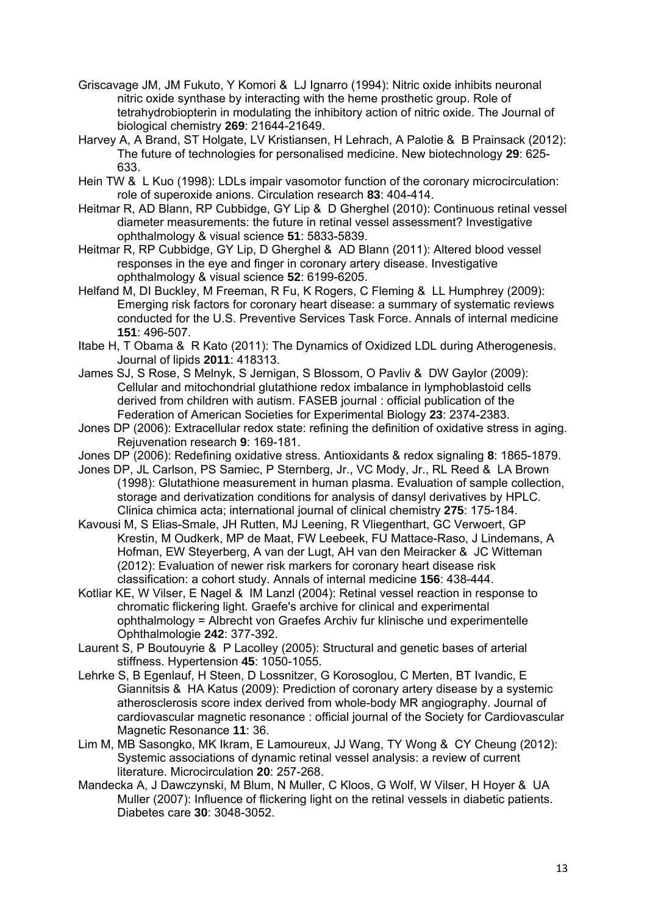Griscavage JM, JM Fukuto, Y Komori & LJ Ignarro (1994): Nitric oxide inhibits neuronal nitric oxide synthase by interacting with the heme prosthetic group. Role of tetrahydrobiopterin in modulating the inhibitory action of nitric oxide. The Journal of biological chemistry **269**: 21644-21649.

Harvey A, A Brand, ST Holgate, LV Kristiansen, H Lehrach, A Palotie & B Prainsack (2012): The future of technologies for personalised medicine. New biotechnology **29**: 625-633.

Hein TW & L Kuo (1998): LDLs impair vasomotor function of the coronary microcirculation: role of superoxide anions. Circulation research **83**: 404-414.

Heitmar R, AD Blann, RP Cubbidge, GY Lip & D Gherghel (2010): Continuous retinal vessel diameter measurements: the future in retinal vessel assessment? Investigative ophthalmology & visual science **51**: 5833-5839.

Heitmar R, RP Cubbidge, GY Lip, D Gherghel & AD Blann (2011): Altered blood vessel responses in the eye and finger in coronary artery disease. Investigative ophthalmology & visual science **52**: 6199-6205.

Helfand M, DI Buckley, M Freeman, R Fu, K Rogers, C Fleming & LL Humphrey (2009): Emerging risk factors for coronary heart disease: a summary of systematic reviews conducted for the U.S. Preventive Services Task Force. Annals of internal medicine **151**: 496-507.

Itabe H, T Obama & R Kato (2011): The Dynamics of Oxidized LDL during Atherogenesis. Journal of lipids **2011**: 418313.

James SJ, S Rose, S Melnyk, S Jernigan, S Blossom, O Pavliv & DW Gaylor (2009): Cellular and mitochondrial glutathione redox imbalance in lymphoblastoid cells derived from children with autism. FASEB journal : official publication of the Federation of American Societies for Experimental Biology **23**: 2374-2383.

Jones DP (2006): Extracellular redox state: refining the definition of oxidative stress in aging. Rejuvenation research **9**: 169-181.

Jones DP (2006): Redefining oxidative stress. Antioxidants & redox signaling **8**: 1865-1879.

Jones DP, JL Carlson, PS Samiec, P Sternberg, Jr., VC Mody, Jr., RL Reed & LA Brown (1998): Glutathione measurement in human plasma. Evaluation of sample collection, storage and derivatization conditions for analysis of dansyl derivatives by HPLC. Clinica chimica acta; international journal of clinical chemistry **275**: 175-184.

Kavousi M, S Elias-Smale, JH Rutten, MJ Leening, R Vliegenthart, GC Verwoert, GP Krestin, M Oudkerk, MP de Maat, FW Leebeek, FU Mattace-Raso, J Lindemans, A Hofman, EW Steyerberg, A van der Lugt, AH van den Meiracker & JC Witteman (2012): Evaluation of newer risk markers for coronary heart disease risk classification: a cohort study. Annals of internal medicine **156**: 438-444.

Kotliar KE, W Vilser, E Nagel & IM Lanzl (2004): Retinal vessel reaction in response to chromatic flickering light. Graefe's archive for clinical and experimental ophthalmology = Albrecht von Graefes Archiv fur klinische und experimentelle Ophthalmologie **242**: 377-392.

Laurent S, P Boutouyrie & P Lacolley (2005): Structural and genetic bases of arterial stiffness. Hypertension **45**: 1050-1055.

Lehrke S, B Egenlauf, H Steen, D Lossnitzer, G Korosoglou, C Merten, BT Ivandic, E Giannitsis & HA Katus (2009): Prediction of coronary artery disease by a systemic atherosclerosis score index derived from whole-body MR angiography. Journal of cardiovascular magnetic resonance : official journal of the Society for Cardiovascular Magnetic Resonance **11**: 36.

Lim M, MB Sasongko, MK Ikram, E Lamoureux, JJ Wang, TY Wong & CY Cheung (2012): Systemic associations of dynamic retinal vessel analysis: a review of current literature. Microcirculation **20**: 257-268.

Mandecka A, J Dawczynski, M Blum, N Muller, C Kloos, G Wolf, W Vilser, H Hoyer & UA Muller (2007): Influence of flickering light on the retinal vessels in diabetic patients. Diabetes care **30**: 3048-3052.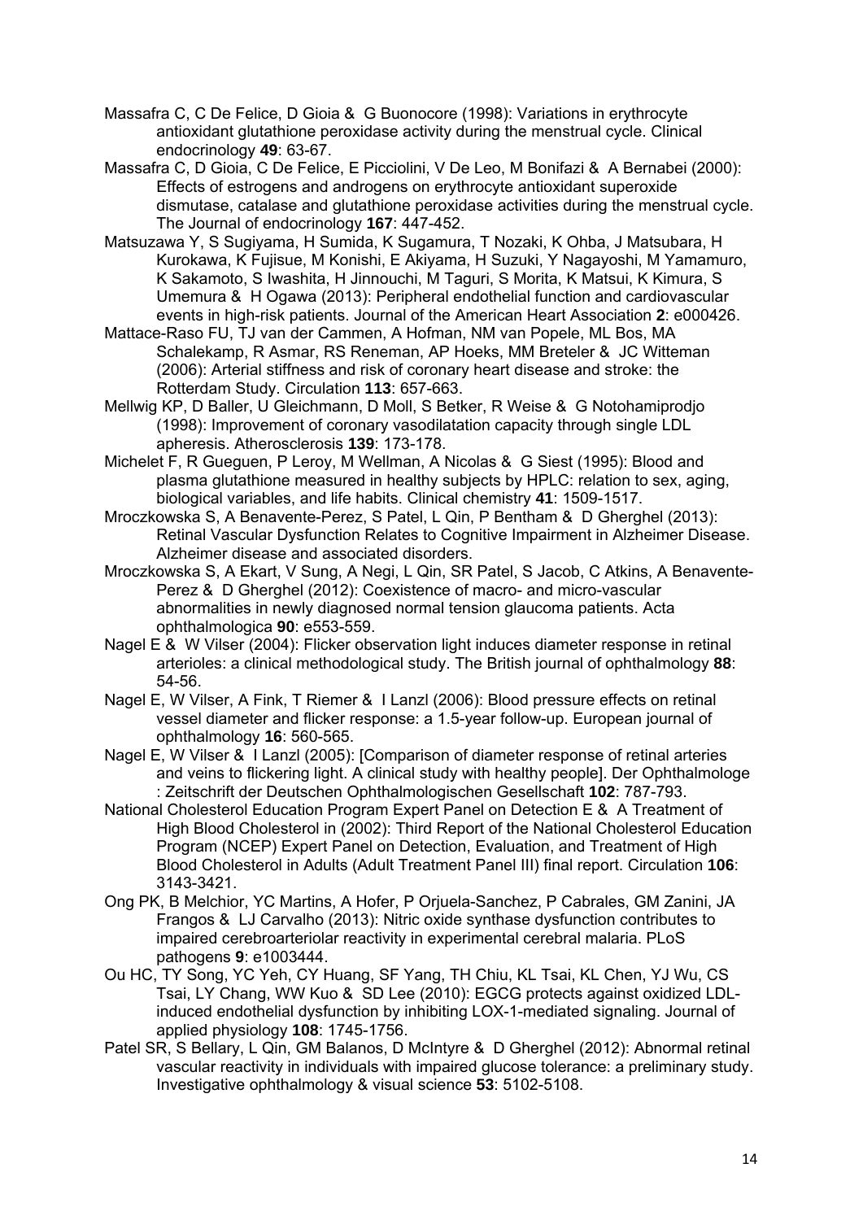Massafra C, C De Felice, D Gioia & G Buonocore (1998): Variations in erythrocyte antioxidant glutathione peroxidase activity during the menstrual cycle. Clinical endocrinology **49**: 63-67.

Massafra C, D Gioia, C De Felice, E Picciolini, V De Leo, M Bonifazi & A Bernabei (2000): Effects of estrogens and androgens on erythrocyte antioxidant superoxide dismutase, catalase and glutathione peroxidase activities during the menstrual cycle. The Journal of endocrinology **167**: 447-452.

Matsuzawa Y, S Sugiyama, H Sumida, K Sugamura, T Nozaki, K Ohba, J Matsubara, H Kurokawa, K Fujisue, M Konishi, E Akiyama, H Suzuki, Y Nagayoshi, M Yamamuro, K Sakamoto, S Iwashita, H Jinnouchi, M Taguri, S Morita, K Matsui, K Kimura, S Umemura & H Ogawa (2013): Peripheral endothelial function and cardiovascular events in high-risk patients. Journal of the American Heart Association **2**: e000426.

Mattace-Raso FU, TJ van der Cammen, A Hofman, NM van Popele, ML Bos, MA Schalekamp, R Asmar, RS Reneman, AP Hoeks, MM Breteler & JC Witteman (2006): Arterial stiffness and risk of coronary heart disease and stroke: the Rotterdam Study. Circulation **113**: 657-663.

Mellwig KP, D Baller, U Gleichmann, D Moll, S Betker, R Weise & G Notohamiprodjo (1998): Improvement of coronary vasodilatation capacity through single LDL apheresis. Atherosclerosis **139**: 173-178.

Michelet F, R Gueguen, P Leroy, M Wellman, A Nicolas & G Siest (1995): Blood and plasma glutathione measured in healthy subjects by HPLC: relation to sex, aging, biological variables, and life habits. Clinical chemistry **41**: 1509-1517.

Mroczkowska S, A Benavente-Perez, S Patel, L Qin, P Bentham & D Gherghel (2013): Retinal Vascular Dysfunction Relates to Cognitive Impairment in Alzheimer Disease. Alzheimer disease and associated disorders.

Mroczkowska S, A Ekart, V Sung, A Negi, L Qin, SR Patel, S Jacob, C Atkins, A Benavente-Perez & D Gherghel (2012): Coexistence of macro- and micro-vascular abnormalities in newly diagnosed normal tension glaucoma patients. Acta ophthalmologica **90**: e553-559.

Nagel E & W Vilser (2004): Flicker observation light induces diameter response in retinal arterioles: a clinical methodological study. The British journal of ophthalmology **88**: 54-56.

Nagel E, W Vilser, A Fink, T Riemer & I Lanzl (2006): Blood pressure effects on retinal vessel diameter and flicker response: a 1.5-year follow-up. European journal of ophthalmology **16**: 560-565.

Nagel E, W Vilser & I Lanzl (2005): [Comparison of diameter response of retinal arteries and veins to flickering light. A clinical study with healthy people]. Der Ophthalmologe : Zeitschrift der Deutschen Ophthalmologischen Gesellschaft **102**: 787-793.

National Cholesterol Education Program Expert Panel on Detection E & A Treatment of High Blood Cholesterol in (2002): Third Report of the National Cholesterol Education Program (NCEP) Expert Panel on Detection, Evaluation, and Treatment of High Blood Cholesterol in Adults (Adult Treatment Panel III) final report. Circulation **106**: 3143-3421.

Ong PK, B Melchior, YC Martins, A Hofer, P Orjuela-Sanchez, P Cabrales, GM Zanini, JA Frangos & LJ Carvalho (2013): Nitric oxide synthase dysfunction contributes to impaired cerebroarteriolar reactivity in experimental cerebral malaria. PLoS pathogens **9**: e1003444.

Ou HC, TY Song, YC Yeh, CY Huang, SF Yang, TH Chiu, KL Tsai, KL Chen, YJ Wu, CS Tsai, LY Chang, WW Kuo & SD Lee (2010): EGCG protects against oxidized LDL-induced endothelial dysfunction by inhibiting LOX-1-mediated signaling. Journal of applied physiology **108**: 1745-1756.

Patel SR, S Bellary, L Qin, GM Balanos, D McIntyre & D Gherghel (2012): Abnormal retinal vascular reactivity in individuals with impaired glucose tolerance: a preliminary study. Investigative ophthalmology & visual science **53**: 5102-5108.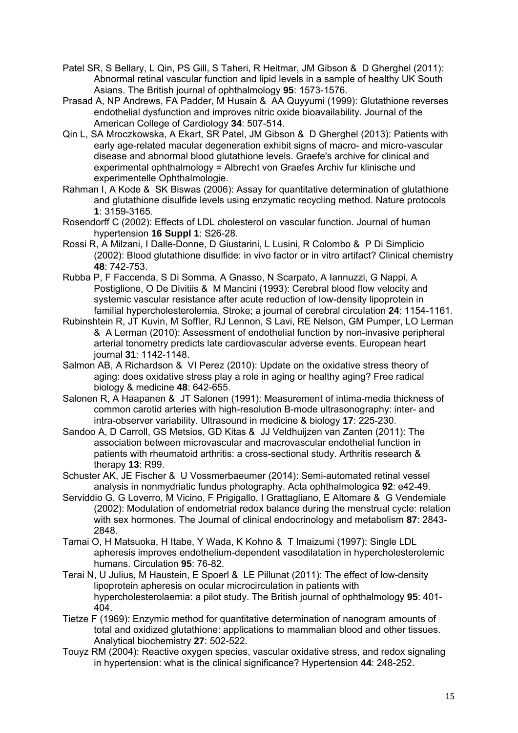Patel SR, S Bellary, L Qin, PS Gill, S Taheri, R Heitmar, JM Gibson & D Gherghel (2011): Abnormal retinal vascular function and lipid levels in a sample of healthy UK South Asians. The British journal of ophthalmology **95**: 1573-1576.

Prasad A, NP Andrews, FA Padder, M Husain & AA Quyyumi (1999): Glutathione reverses endothelial dysfunction and improves nitric oxide bioavailability. Journal of the American College of Cardiology **34**: 507-514.

Qin L, SA Mroczkowska, A Ekart, SR Patel, JM Gibson & D Gherghel (2013): Patients with early age-related macular degeneration exhibit signs of macro- and micro-vascular disease and abnormal blood glutathione levels. Graefe's archive for clinical and experimental ophthalmology = Albrecht von Graefes Archiv fur klinische und experimentelle Ophthalmologie.

Rahman I, A Kode & SK Biswas (2006): Assay for quantitative determination of glutathione and glutathione disulfide levels using enzymatic recycling method. Nature protocols **1**: 3159-3165.

Rosendorff C (2002): Effects of LDL cholesterol on vascular function. Journal of human hypertension **16 Suppl 1**: S26-28.

Rossi R, A Milzani, I Dalle-Donne, D Giustarini, L Lusini, R Colombo & P Di Simplicio (2002): Blood glutathione disulfide: in vivo factor or in vitro artifact? Clinical chemistry **48**: 742-753.

Rubba P, F Faccenda, S Di Somma, A Gnasso, N Scarpato, A Iannuzzi, G Nappi, A Postiglione, O De Divitiis & M Mancini (1993): Cerebral blood flow velocity and systemic vascular resistance after acute reduction of low-density lipoprotein in familial hypercholesterolemia. Stroke; a journal of cerebral circulation **24**: 1154-1161.

Rubinshtein R, JT Kuvin, M Soffler, RJ Lennon, S Lavi, RE Nelson, GM Pumper, LO Lerman & A Lerman (2010): Assessment of endothelial function by non-invasive peripheral arterial tonometry predicts late cardiovascular adverse events. European heart journal **31**: 1142-1148.

Salmon AB, A Richardson & VI Perez (2010): Update on the oxidative stress theory of aging: does oxidative stress play a role in aging or healthy aging? Free radical biology & medicine **48**: 642-655.

Salonen R, A Haapanen & JT Salonen (1991): Measurement of intima-media thickness of common carotid arteries with high-resolution B-mode ultrasonography: inter- and intra-observer variability. Ultrasound in medicine & biology **17**: 225-230.

Sandoo A, D Carroll, GS Metsios, GD Kitas & JJ Veldhuijzen van Zanten (2011): The association between microvascular and macrovascular endothelial function in patients with rheumatoid arthritis: a cross-sectional study. Arthritis research & therapy **13**: R99.

Schuster AK, JE Fischer & U Vossmerbaeumer (2014): Semi-automated retinal vessel analysis in nonmydriatic fundus photography. Acta ophthalmologica **92**: e42-49.

Serviddio G, G Loverro, M Vicino, F Prigigallo, I Grattagliano, E Altomare & G Vendemiale (2002): Modulation of endometrial redox balance during the menstrual cycle: relation with sex hormones. The Journal of clinical endocrinology and metabolism **87**: 2843-2848.

Tamai O, H Matsuoka, H Itabe, Y Wada, K Kohno & T Imaizumi (1997): Single LDL apheresis improves endothelium-dependent vasodilatation in hypercholesterolemic humans. Circulation **95**: 76-82.

Terai N, U Julius, M Haustein, E Spoerl & LE Pillunat (2011): The effect of low-density lipoprotein apheresis on ocular microcirculation in patients with hypercholesterolaemia: a pilot study. The British journal of ophthalmology **95**: 401-404.

Tietze F (1969): Enzymic method for quantitative determination of nanogram amounts of total and oxidized glutathione: applications to mammalian blood and other tissues. Analytical biochemistry **27**: 502-522.

Touyz RM (2004): Reactive oxygen species, vascular oxidative stress, and redox signaling in hypertension: what is the clinical significance? Hypertension **44**: 248-252.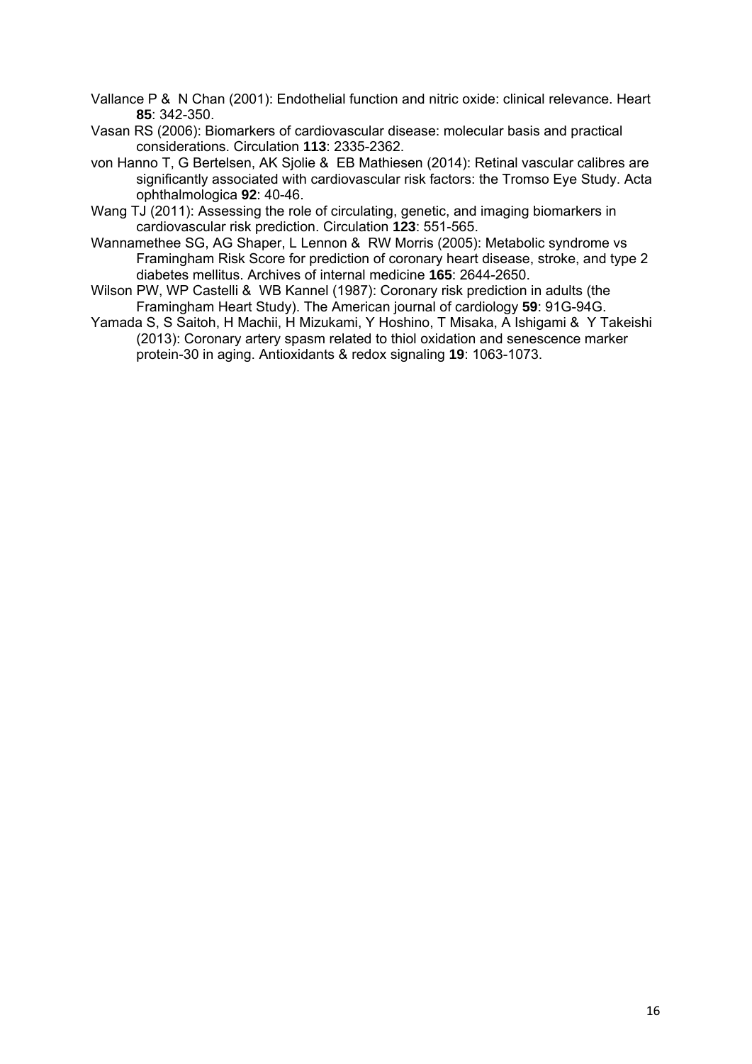Vallance P & N Chan (2001): Endothelial function and nitric oxide: clinical relevance. Heart **85**: 342-350.

Vasan RS (2006): Biomarkers of cardiovascular disease: molecular basis and practical considerations. Circulation **113**: 2335-2362.

von Hanno T, G Bertelsen, AK Sjolie & EB Mathiesen (2014): Retinal vascular calibres are significantly associated with cardiovascular risk factors: the Tromso Eye Study. Acta ophthalmologica **92**: 40-46.

Wang TJ (2011): Assessing the role of circulating, genetic, and imaging biomarkers in cardiovascular risk prediction. Circulation **123**: 551-565.

Wannamethee SG, AG Shaper, L Lennon & RW Morris (2005): Metabolic syndrome vs Framingham Risk Score for prediction of coronary heart disease, stroke, and type 2 diabetes mellitus. Archives of internal medicine **165**: 2644-2650.

Wilson PW, WP Castelli & WB Kannel (1987): Coronary risk prediction in adults (the Framingham Heart Study). The American journal of cardiology **59**: 91G-94G.

Yamada S, S Saitoh, H Machii, H Mizukami, Y Hoshino, T Misaka, A Ishigami & Y Takeishi (2013): Coronary artery spasm related to thiol oxidation and senescence marker protein-30 in aging. Antioxidants & redox signaling **19**: 1063-1073.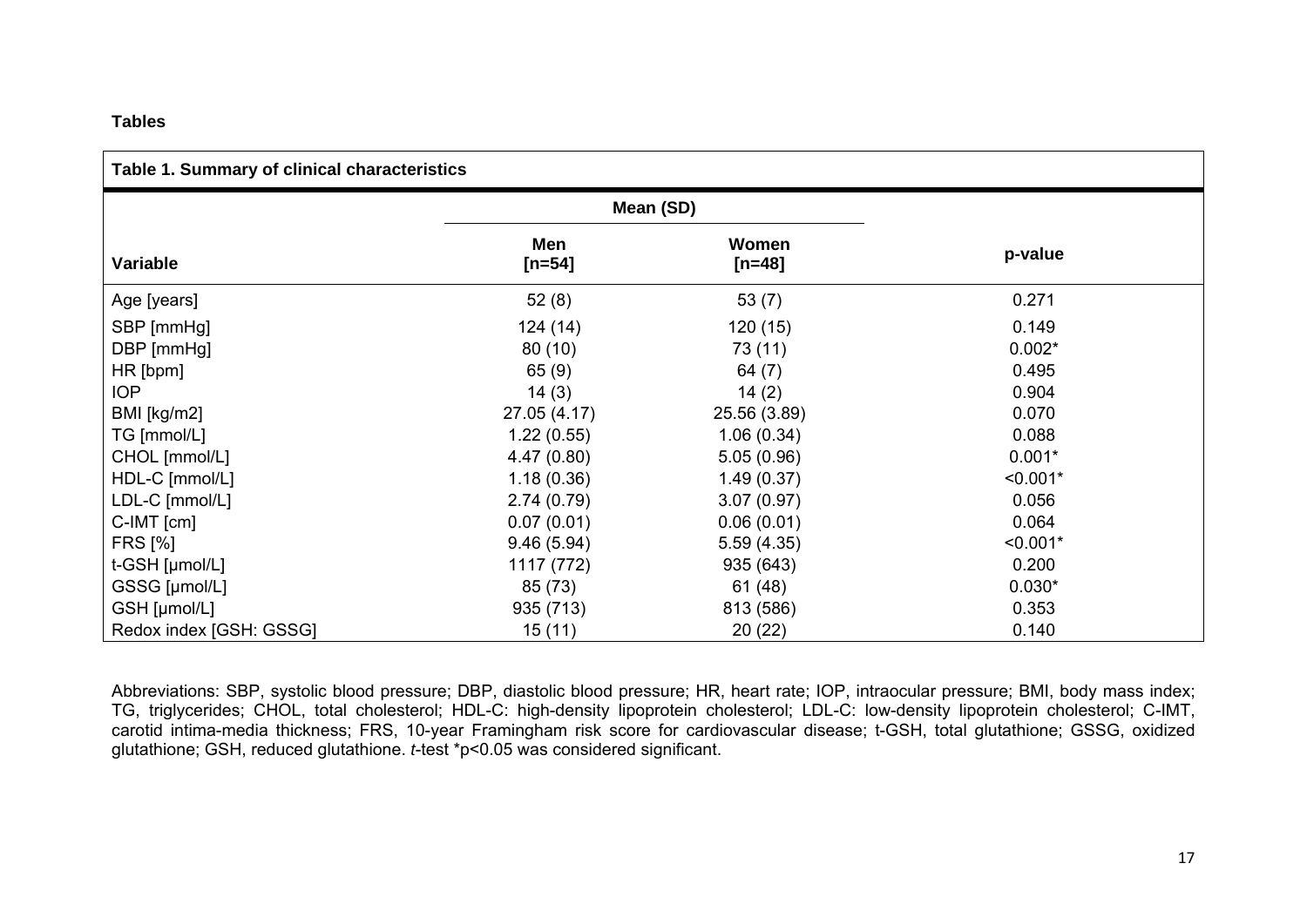**Tables**

**Table 1. Summary of clinical characteristics**

| Variable | Mean (SD) Men [n=54] | Mean (SD) Women [n=48] | p-value |
|---|---|---|---|
| Age [years] | 52 (8) | 53 (7) | 0.271 |
| SBP [mmHg] | 124 (14) | 120 (15) | 0.149 |
| DBP [mmHg] | 80 (10) | 73 (11) | 0.002* |
| HR [bpm] | 65 (9) | 64 (7) | 0.495 |
| IOP | 14 (3) | 14 (2) | 0.904 |
| BMI [kg/m2] | 27.05 (4.17) | 25.56 (3.89) | 0.070 |
| TG [mmol/L] | 1.22 (0.55) | 1.06 (0.34) | 0.088 |
| CHOL [mmol/L] | 4.47 (0.80) | 5.05 (0.96) | 0.001* |
| HDL-C [mmol/L] | 1.18 (0.36) | 1.49 (0.37) | <0.001* |
| LDL-C [mmol/L] | 2.74 (0.79) | 3.07 (0.97) | 0.056 |
| C-IMT [cm] | 0.07 (0.01) | 0.06 (0.01) | 0.064 |
| FRS [%] | 9.46 (5.94) | 5.59 (4.35) | <0.001* |
| t-GSH [µmol/L] | 1117 (772) | 935 (643) | 0.200 |
| GSSG [µmol/L] | 85 (73) | 61 (48) | 0.030* |
| GSH [µmol/L] | 935 (713) | 813 (586) | 0.353 |
| Redox index [GSH: GSSG] | 15 (11) | 20 (22) | 0.140 |

Abbreviations: SBP, systolic blood pressure; DBP, diastolic blood pressure; HR, heart rate; IOP, intraocular pressure; BMI, body mass index; TG, triglycerides; CHOL, total cholesterol; HDL-C: high-density lipoprotein cholesterol; LDL-C: low-density lipoprotein cholesterol; C-IMT, carotid intima-media thickness; FRS, 10-year Framingham risk score for cardiovascular disease; t-GSH, total glutathione; GSSG, oxidized glutathione; GSH, reduced glutathione. *t*-test *p<0.05 was considered significant.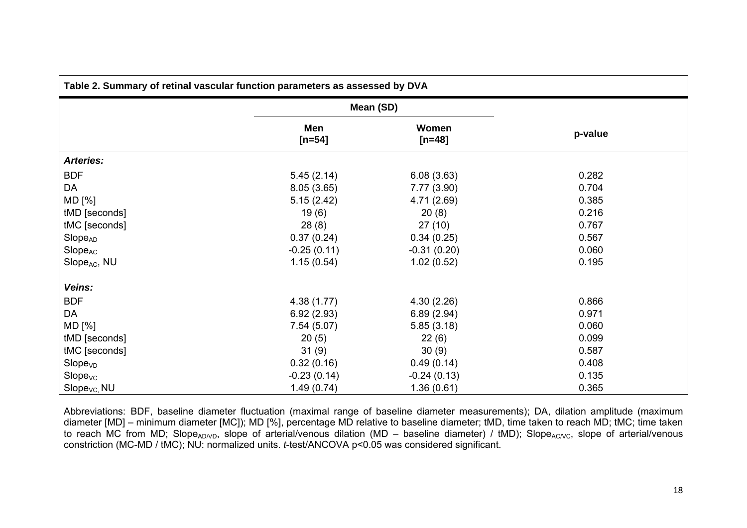**Table 2. Summary of retinal vascular function parameters as assessed by DVA**

| | Mean (SD) | | p-value |
|---|---|---|---|
| | Men [n=54] | Women [n=48] | |
| ***Arteries:*** | | | |
| BDF | 5.45 (2.14) | 6.08 (3.63) | 0.282 |
| DA | 8.05 (3.65) | 7.77 (3.90) | 0.704 |
| MD [%] | 5.15 (2.42) | 4.71 (2.69) | 0.385 |
| tMD [seconds] | 19 (6) | 20 (8) | 0.216 |
| tMC [seconds] | 28 (8) | 27 (10) | 0.767 |
| $Slope_{AD}$ | 0.37 (0.24) | 0.34 (0.25) | 0.567 |
| $Slope_{AC}$ | -0.25 (0.11) | -0.31 (0.20) | 0.060 |
| $Slope_{AC}$, NU | 1.15 (0.54) | 1.02 (0.52) | 0.195 |
| ***Veins:*** | | | |
| BDF | 4.38 (1.77) | 4.30 (2.26) | 0.866 |
| DA | 6.92 (2.93) | 6.89 (2.94) | 0.971 |
| MD [%] | 7.54 (5.07) | 5.85 (3.18) | 0.060 |
| tMD [seconds] | 20 (5) | 22 (6) | 0.099 |
| tMC [seconds] | 31 (9) | 30 (9) | 0.587 |
| $Slope_{VD}$ | 0.32 (0.16) | 0.49 (0.14) | 0.408 |
| $Slope_{VC}$ | -0.23 (0.14) | -0.24 (0.13) | 0.135 |
| $Slope_{VC}$, NU | 1.49 (0.74) | 1.36 (0.61) | 0.365 |

Abbreviations: BDF, baseline diameter fluctuation (maximal range of baseline diameter measurements); DA, dilation amplitude (maximum diameter [MD] – minimum diameter [MC]); MD [%], percentage MD relative to baseline diameter; tMD, time taken to reach MD; tMC; time taken to reach MC from MD; $Slope_{AD/VD}$, slope of arterial/venous dilation (MD – baseline diameter) / tMD); $Slope_{AC/VC}$, slope of arterial/venous constriction (MC-MD / tMC); NU: normalized units. *t*-test/ANCOVA $p<0.05$ was considered significant.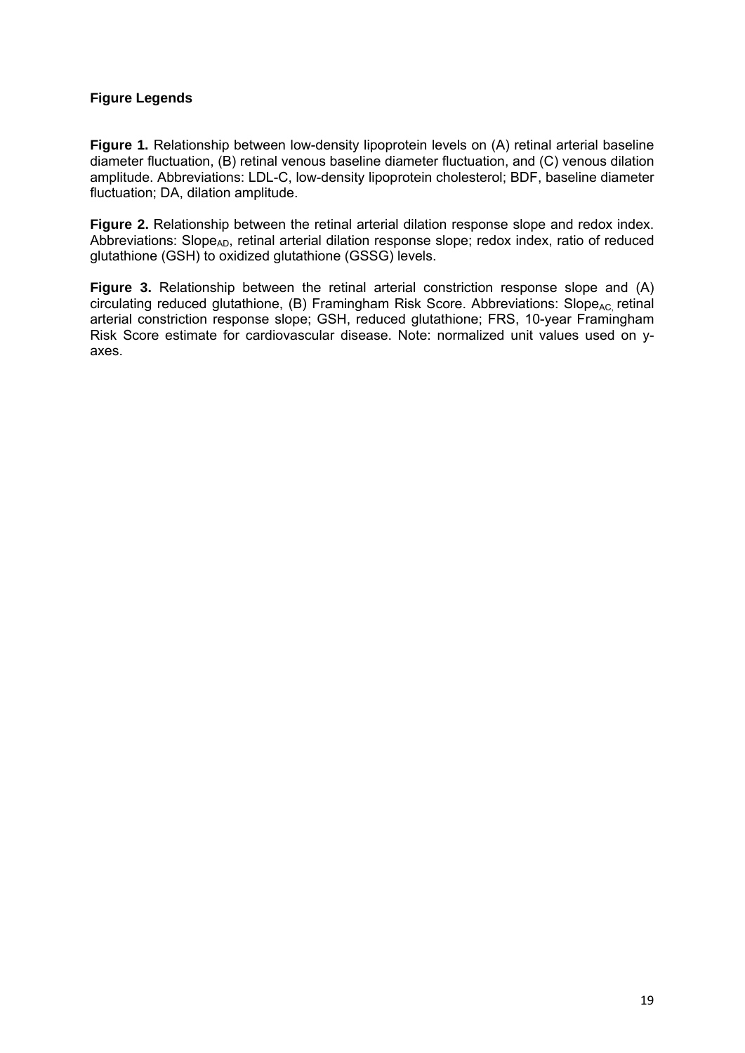**Figure Legends**

**Figure 1.** Relationship between low-density lipoprotein levels on (A) retinal arterial baseline diameter fluctuation, (B) retinal venous baseline diameter fluctuation, and (C) venous dilation amplitude. Abbreviations: LDL-C, low-density lipoprotein cholesterol; BDF, baseline diameter fluctuation; DA, dilation amplitude.

**Figure 2.** Relationship between the retinal arterial dilation response slope and redox index. Abbreviations: $Slope_{AD}$, retinal arterial dilation response slope; redox index, ratio of reduced glutathione (GSH) to oxidized glutathione (GSSG) levels.

**Figure 3.** Relationship between the retinal arterial constriction response slope and (A) circulating reduced glutathione, (B) Framingham Risk Score. Abbreviations: $Slope_{AC,}$ retinal arterial constriction response slope; GSH, reduced glutathione; FRS, 10-year Framingham Risk Score estimate for cardiovascular disease. Note: normalized unit values used on y-axes.